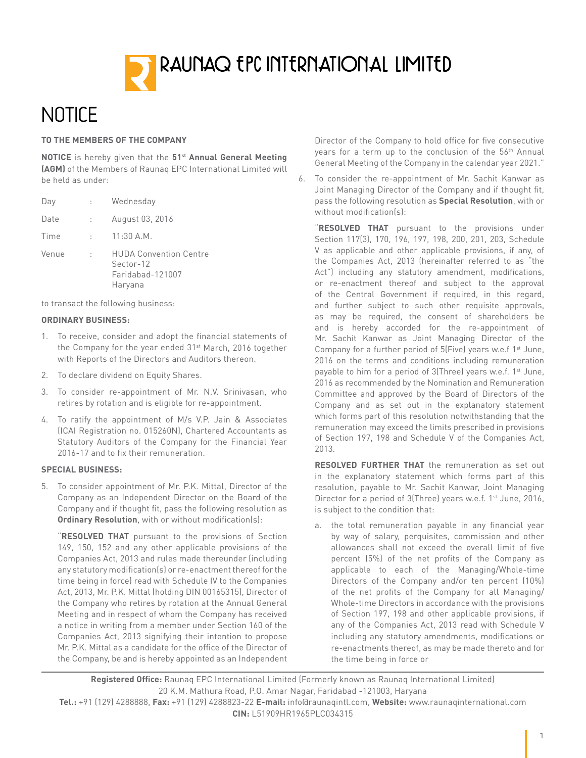# RAUNAQ EPC INTERNATIONAL LIMITED

# NOTICE

**TO THE MEMBERS OF THE COMPANY**

**NOTICE** is hereby given that the **51st Annual General Meeting (AGM)** of the Members of Raunaq EPC International Limited will be held as under:

| | | |
|---|---|---|
| Day | : | Wednesday |
| Date | : | August 03, 2016 |
| Time | : | 11:30 A.M. |
| Venue | : | HUDA Convention Centre Sector-12 Faridabad-121007 Haryana |

to transact the following business:

**ORDINARY BUSINESS:**

1. To receive, consider and adopt the financial statements of the Company for the year ended 31st March, 2016 together with Reports of the Directors and Auditors thereon.
2. To declare dividend on Equity Shares.
3. To consider re-appointment of Mr. N.V. Srinivasan, who retires by rotation and is eligible for re-appointment.
4. To ratify the appointment of M/s V.P. Jain & Associates (ICAI Registration no. 015260N), Chartered Accountants as Statutory Auditors of the Company for the Financial Year 2016-17 and to fix their remuneration.

**SPECIAL BUSINESS:**

5. To consider appointment of Mr. P.K. Mittal, Director of the Company as an Independent Director on the Board of the Company and if thought fit, pass the following resolution as **Ordinary Resolution**, with or without modification(s):

   "**RESOLVED THAT** pursuant to the provisions of Section 149, 150, 152 and any other applicable provisions of the Companies Act, 2013 and rules made thereunder (including any statutory modification(s) or re-enactment thereof for the time being in force) read with Schedule IV to the Companies Act, 2013, Mr. P.K. Mittal (holding DIN 00165315), Director of the Company who retires by rotation at the Annual General Meeting and in respect of whom the Company has received a notice in writing from a member under Section 160 of the Companies Act, 2013 signifying their intention to propose Mr. P.K. Mittal as a candidate for the office of the Director of the Company, be and is hereby appointed as an Independent Director of the Company to hold office for five consecutive years for a term up to the conclusion of the 56th Annual General Meeting of the Company in the calendar year 2021."

6. To consider the re-appointment of Mr. Sachit Kanwar as Joint Managing Director of the Company and if thought fit, pass the following resolution as **Special Resolution**, with or without modification(s):

   "**RESOLVED THAT** pursuant to the provisions under Section 117(3), 170, 196, 197, 198, 200, 201, 203, Schedule V as applicable and other applicable provisions, if any, of the Companies Act, 2013 (hereinafter referred to as "the Act") including any statutory amendment, modifications, or re-enactment thereof and subject to the approval of the Central Government if required, in this regard, and further subject to such other requisite approvals, as may be required, the consent of shareholders be and is hereby accorded for the re-appointment of Mr. Sachit Kanwar as Joint Managing Director of the Company for a further period of 5(Five) years w.e.f 1st June, 2016 on the terms and conditions including remuneration payable to him for a period of 3(Three) years w.e.f. 1st June, 2016 as recommended by the Nomination and Remuneration Committee and approved by the Board of Directors of the Company and as set out in the explanatory statement which forms part of this resolution notwithstanding that the remuneration may exceed the limits prescribed in provisions of Section 197, 198 and Schedule V of the Companies Act, 2013.

   **RESOLVED FURTHER THAT** the remuneration as set out in the explanatory statement which forms part of this resolution, payable to Mr. Sachit Kanwar, Joint Managing Director for a period of 3(Three) years w.e.f. 1st June, 2016, is subject to the condition that:

   a. the total remuneration payable in any financial year by way of salary, perquisites, commission and other allowances shall not exceed the overall limit of five percent (5%) of the net profits of the Company as applicable to each of the Managing/Whole-time Directors of the Company and/or ten percent (10%) of the net profits of the Company for all Managing/Whole-time Directors in accordance with the provisions of Section 197, 198 and other applicable provisions, if any of the Companies Act, 2013 read with Schedule V including any statutory amendments, modifications or re-enactments thereof, as may be made thereto and for the time being in force or

**Registered Office:** Raunaq EPC International Limited (Formerly known as Raunaq International Limited)
20 K.M. Mathura Road, P.O. Amar Nagar, Faridabad -121003, Haryana
**Tel.:** +91 (129) 4288888, **Fax:** +91 (129) 4288823-22 **E-mail:** info@raunaqintl.com, **Website:** www.raunaqinternational.com
**CIN:** L51909HR1965PLC034315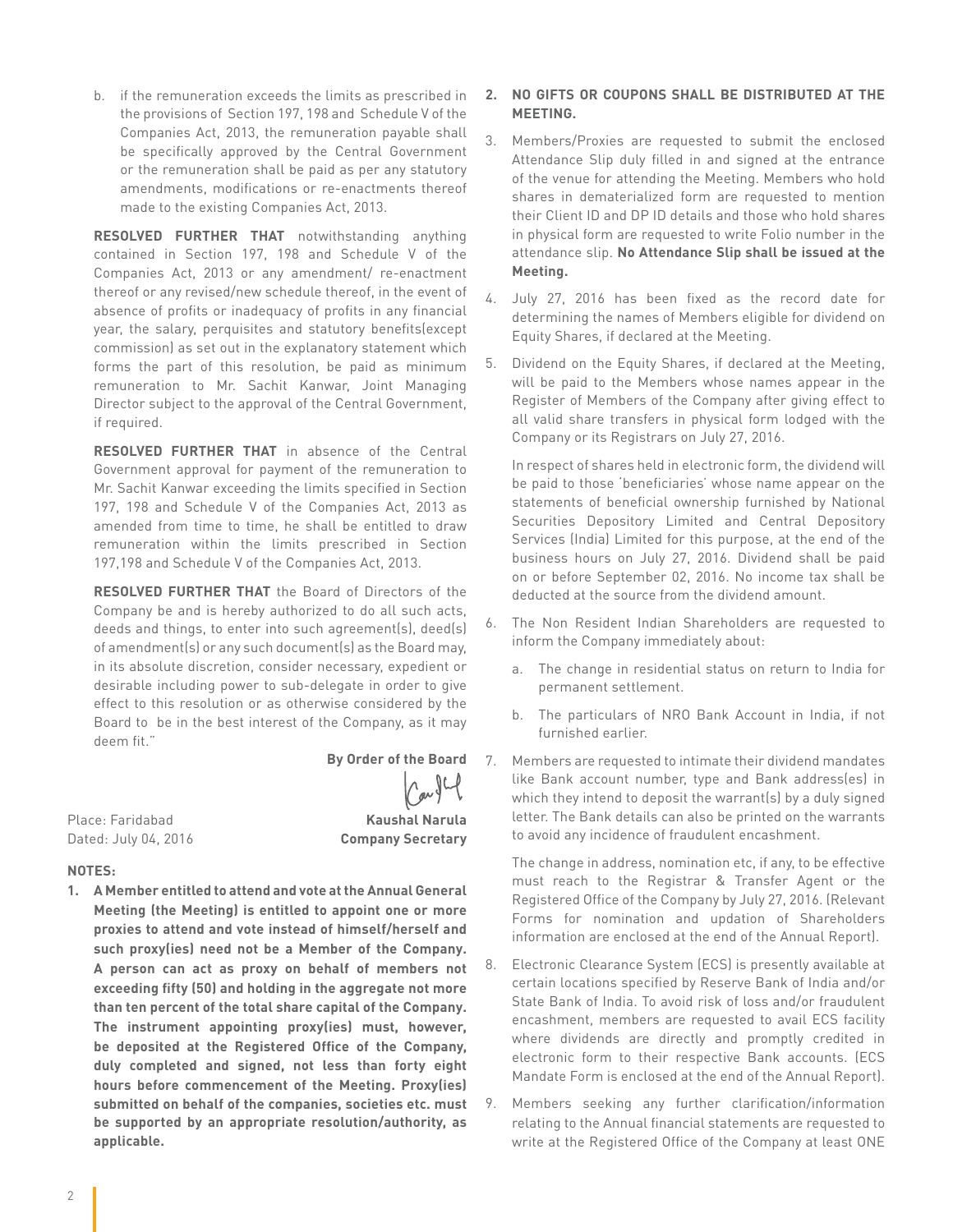b. if the remuneration exceeds the limits as prescribed in the provisions of Section 197, 198 and Schedule V of the Companies Act, 2013, the remuneration payable shall be specifically approved by the Central Government or the remuneration shall be paid as per any statutory amendments, modifications or re-enactments thereof made to the existing Companies Act, 2013.

**RESOLVED FURTHER THAT** notwithstanding anything contained in Section 197, 198 and Schedule V of the Companies Act, 2013 or any amendment/ re-enactment thereof or any revised/new schedule thereof, in the event of absence of profits or inadequacy of profits in any financial year, the salary, perquisites and statutory benefits(except commission) as set out in the explanatory statement which forms the part of this resolution, be paid as minimum remuneration to Mr. Sachit Kanwar, Joint Managing Director subject to the approval of the Central Government, if required.

**RESOLVED FURTHER THAT** in absence of the Central Government approval for payment of the remuneration to Mr. Sachit Kanwar exceeding the limits specified in Section 197, 198 and Schedule V of the Companies Act, 2013 as amended from time to time, he shall be entitled to draw remuneration within the limits prescribed in Section 197,198 and Schedule V of the Companies Act, 2013.

**RESOLVED FURTHER THAT** the Board of Directors of the Company be and is hereby authorized to do all such acts, deeds and things, to enter into such agreement(s), deed(s) of amendment(s) or any such document(s) as the Board may, in its absolute discretion, consider necessary, expedient or desirable including power to sub-delegate in order to give effect to this resolution or as otherwise considered by the Board to be in the best interest of the Company, as it may deem fit."

**By Order of the Board**

Place: Faridabad
Dated: July 04, 2016

**Kaushal Narula**
**Company Secretary**

**NOTES:**

1. **A Member entitled to attend and vote at the Annual General Meeting (the Meeting) is entitled to appoint one or more proxies to attend and vote instead of himself/herself and such proxy(ies) need not be a Member of the Company. A person can act as proxy on behalf of members not exceeding fifty (50) and holding in the aggregate not more than ten percent of the total share capital of the Company. The instrument appointing proxy(ies) must, however, be deposited at the Registered Office of the Company, duly completed and signed, not less than forty eight hours before commencement of the Meeting. Proxy(ies) submitted on behalf of the companies, societies etc. must be supported by an appropriate resolution/authority, as applicable.**

2. **NO GIFTS OR COUPONS SHALL BE DISTRIBUTED AT THE MEETING.**

3. Members/Proxies are requested to submit the enclosed Attendance Slip duly filled in and signed at the entrance of the venue for attending the Meeting. Members who hold shares in dematerialized form are requested to mention their Client ID and DP ID details and those who hold shares in physical form are requested to write Folio number in the attendance slip. **No Attendance Slip shall be issued at the Meeting.**

4. July 27, 2016 has been fixed as the record date for determining the names of Members eligible for dividend on Equity Shares, if declared at the Meeting.

5. Dividend on the Equity Shares, if declared at the Meeting, will be paid to the Members whose names appear in the Register of Members of the Company after giving effect to all valid share transfers in physical form lodged with the Company or its Registrars on July 27, 2016.

   In respect of shares held in electronic form, the dividend will be paid to those 'beneficiaries' whose name appear on the statements of beneficial ownership furnished by National Securities Depository Limited and Central Depository Services (India) Limited for this purpose, at the end of the business hours on July 27, 2016. Dividend shall be paid on or before September 02, 2016. No income tax shall be deducted at the source from the dividend amount.

6. The Non Resident Indian Shareholders are requested to inform the Company immediately about:

   a. The change in residential status on return to India for permanent settlement.

   b. The particulars of NRO Bank Account in India, if not furnished earlier.

7. Members are requested to intimate their dividend mandates like Bank account number, type and Bank address(es) in which they intend to deposit the warrant(s) by a duly signed letter. The Bank details can also be printed on the warrants to avoid any incidence of fraudulent encashment.

   The change in address, nomination etc, if any, to be effective must reach to the Registrar & Transfer Agent or the Registered Office of the Company by July 27, 2016. (Relevant Forms for nomination and updation of Shareholders information are enclosed at the end of the Annual Report).

8. Electronic Clearance System (ECS) is presently available at certain locations specified by Reserve Bank of India and/or State Bank of India. To avoid risk of loss and/or fraudulent encashment, members are requested to avail ECS facility where dividends are directly and promptly credited in electronic form to their respective Bank accounts. (ECS Mandate Form is enclosed at the end of the Annual Report).

9. Members seeking any further clarification/information relating to the Annual financial statements are requested to write at the Registered Office of the Company at least ONE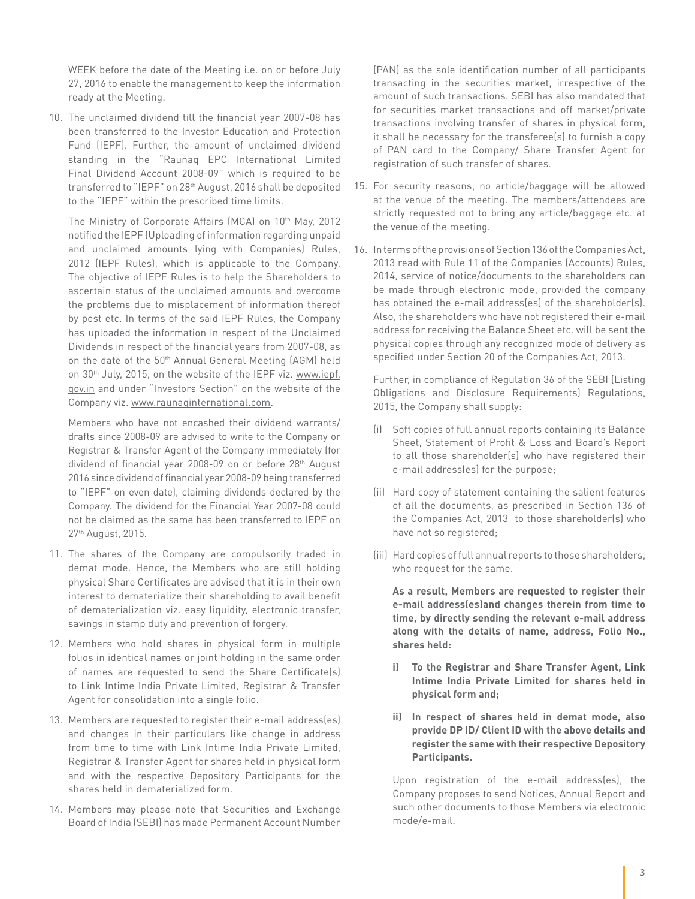WEEK before the date of the Meeting i.e. on or before July 27, 2016 to enable the management to keep the information ready at the Meeting.

10. The unclaimed dividend till the financial year 2007-08 has been transferred to the Investor Education and Protection Fund (IEPF). Further, the amount of unclaimed dividend standing in the "Raunaq EPC International Limited Final Dividend Account 2008-09" which is required to be transferred to "IEPF" on 28th August, 2016 shall be deposited to the "IEPF" within the prescribed time limits.

    The Ministry of Corporate Affairs (MCA) on 10th May, 2012 notified the IEPF (Uploading of information regarding unpaid and unclaimed amounts lying with Companies) Rules, 2012 (IEPF Rules), which is applicable to the Company. The objective of IEPF Rules is to help the Shareholders to ascertain status of the unclaimed amounts and overcome the problems due to misplacement of information thereof by post etc. In terms of the said IEPF Rules, the Company has uploaded the information in respect of the Unclaimed Dividends in respect of the financial years from 2007-08, as on the date of the 50th Annual General Meeting (AGM) held on 30th July, 2015, on the website of the IEPF viz. www.iepf.gov.in and under "Investors Section" on the website of the Company viz. www.raunaqinternational.com.

    Members who have not encashed their dividend warrants/ drafts since 2008-09 are advised to write to the Company or Registrar & Transfer Agent of the Company immediately (for dividend of financial year 2008-09 on or before 28th August 2016 since dividend of financial year 2008-09 being transferred to "IEPF" on even date), claiming dividends declared by the Company. The dividend for the Financial Year 2007-08 could not be claimed as the same has been transferred to IEPF on 27th August, 2015.

11. The shares of the Company are compulsorily traded in demat mode. Hence, the Members who are still holding physical Share Certificates are advised that it is in their own interest to dematerialize their shareholding to avail benefit of dematerialization viz. easy liquidity, electronic transfer, savings in stamp duty and prevention of forgery.

12. Members who hold shares in physical form in multiple folios in identical names or joint holding in the same order of names are requested to send the Share Certificate(s) to Link Intime India Private Limited, Registrar & Transfer Agent for consolidation into a single folio.

13. Members are requested to register their e-mail address(es) and changes in their particulars like change in address from time to time with Link Intime India Private Limited, Registrar & Transfer Agent for shares held in physical form and with the respective Depository Participants for the shares held in dematerialized form.

14. Members may please note that Securities and Exchange Board of India (SEBI) has made Permanent Account Number (PAN) as the sole identification number of all participants transacting in the securities market, irrespective of the amount of such transactions. SEBI has also mandated that for securities market transactions and off market/private transactions involving transfer of shares in physical form, it shall be necessary for the transferee(s) to furnish a copy of PAN card to the Company/ Share Transfer Agent for registration of such transfer of shares.

15. For security reasons, no article/baggage will be allowed at the venue of the meeting. The members/attendees are strictly requested not to bring any article/baggage etc. at the venue of the meeting.

16. In terms of the provisions of Section 136 of the Companies Act, 2013 read with Rule 11 of the Companies (Accounts) Rules, 2014, service of notice/documents to the shareholders can be made through electronic mode, provided the company has obtained the e-mail address(es) of the shareholder(s). Also, the shareholders who have not registered their e-mail address for receiving the Balance Sheet etc. will be sent the physical copies through any recognized mode of delivery as specified under Section 20 of the Companies Act, 2013.

    Further, in compliance of Regulation 36 of the SEBI (Listing Obligations and Disclosure Requirements) Regulations, 2015, the Company shall supply:

    (i) Soft copies of full annual reports containing its Balance Sheet, Statement of Profit & Loss and Board's Report to all those shareholder(s) who have registered their e-mail address(es) for the purpose;

    (ii) Hard copy of statement containing the salient features of all the documents, as prescribed in Section 136 of the Companies Act, 2013 to those shareholder(s) who have not so registered;

    (iii) Hard copies of full annual reports to those shareholders, who request for the same.

    **As a result, Members are requested to register their e-mail address(es)and changes therein from time to time, by directly sending the relevant e-mail address along with the details of name, address, Folio No., shares held:**

    **i) To the Registrar and Share Transfer Agent, Link Intime India Private Limited for shares held in physical form and;**

    **ii) In respect of shares held in demat mode, also provide DP ID/ Client ID with the above details and register the same with their respective Depository Participants.**

    Upon registration of the e-mail address(es), the Company proposes to send Notices, Annual Report and such other documents to those Members via electronic mode/e-mail.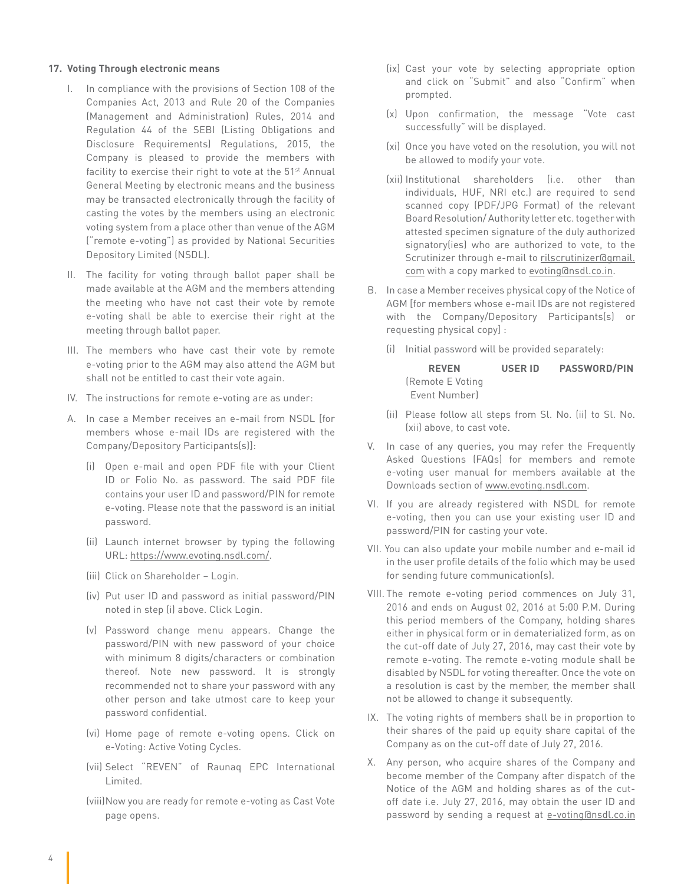**17. Voting Through electronic means**

I. In compliance with the provisions of Section 108 of the Companies Act, 2013 and Rule 20 of the Companies (Management and Administration) Rules, 2014 and Regulation 44 of the SEBI (Listing Obligations and Disclosure Requirements) Regulations, 2015, the Company is pleased to provide the members with facility to exercise their right to vote at the 51st Annual General Meeting by electronic means and the business may be transacted electronically through the facility of casting the votes by the members using an electronic voting system from a place other than venue of the AGM ("remote e-voting") as provided by National Securities Depository Limited (NSDL).

II. The facility for voting through ballot paper shall be made available at the AGM and the members attending the meeting who have not cast their vote by remote e-voting shall be able to exercise their right at the meeting through ballot paper.

III. The members who have cast their vote by remote e-voting prior to the AGM may also attend the AGM but shall not be entitled to cast their vote again.

IV. The instructions for remote e-voting are as under:

A. In case a Member receives an e-mail from NSDL [for members whose e-mail IDs are registered with the Company/Depository Participants(s)]:

(i) Open e-mail and open PDF file with your Client ID or Folio No. as password. The said PDF file contains your user ID and password/PIN for remote e-voting. Please note that the password is an initial password.

(ii) Launch internet browser by typing the following URL: https://www.evoting.nsdl.com/.

(iii) Click on Shareholder – Login.

(iv) Put user ID and password as initial password/PIN noted in step (i) above. Click Login.

(v) Password change menu appears. Change the password/PIN with new password of your choice with minimum 8 digits/characters or combination thereof. Note new password. It is strongly recommended not to share your password with any other person and take utmost care to keep your password confidential.

(vi) Home page of remote e-voting opens. Click on e-Voting: Active Voting Cycles.

(vii) Select "REVEN" of Raunaq EPC International Limited.

(viii) Now you are ready for remote e-voting as Cast Vote page opens.

(ix) Cast your vote by selecting appropriate option and click on "Submit" and also "Confirm" when prompted.

(x) Upon confirmation, the message "Vote cast successfully" will be displayed.

(xi) Once you have voted on the resolution, you will not be allowed to modify your vote.

(xii) Institutional shareholders (i.e. other than individuals, HUF, NRI etc.) are required to send scanned copy (PDF/JPG Format) of the relevant Board Resolution/ Authority letter etc. together with attested specimen signature of the duly authorized signatory(ies) who are authorized to vote, to the Scrutinizer through e-mail to rilscrutinizer@gmail.com with a copy marked to evoting@nsdl.co.in.

B. In case a Member receives physical copy of the Notice of AGM [for members whose e-mail IDs are not registered with the Company/Depository Participants(s) or requesting physical copy] :

(i) Initial password will be provided separately:

| REVEN (Remote E Voting Event Number) | USER ID | PASSWORD/PIN |
|---|---|---|

(ii) Please follow all steps from Sl. No. (ii) to Sl. No. (xii) above, to cast vote.

V. In case of any queries, you may refer the Frequently Asked Questions (FAQs) for members and remote e-voting user manual for members available at the Downloads section of www.evoting.nsdl.com.

VI. If you are already registered with NSDL for remote e-voting, then you can use your existing user ID and password/PIN for casting your vote.

VII. You can also update your mobile number and e-mail id in the user profile details of the folio which may be used for sending future communication(s).

VIII. The remote e-voting period commences on July 31, 2016 and ends on August 02, 2016 at 5:00 P.M. During this period members of the Company, holding shares either in physical form or in dematerialized form, as on the cut-off date of July 27, 2016, may cast their vote by remote e-voting. The remote e-voting module shall be disabled by NSDL for voting thereafter. Once the vote on a resolution is cast by the member, the member shall not be allowed to change it subsequently.

IX. The voting rights of members shall be in proportion to their shares of the paid up equity share capital of the Company as on the cut-off date of July 27, 2016.

X. Any person, who acquire shares of the Company and become member of the Company after dispatch of the Notice of the AGM and holding shares as of the cut-off date i.e. July 27, 2016, may obtain the user ID and password by sending a request at e-voting@nsdl.co.in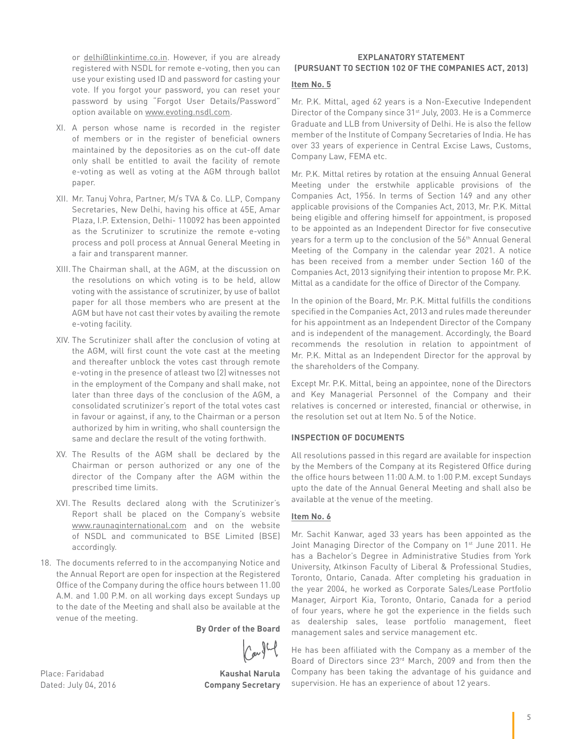or delhi@linkintime.co.in. However, if you are already registered with NSDL for remote e-voting, then you can use your existing used ID and password for casting your vote. If you forgot your password, you can reset your password by using "Forgot User Details/Password" option available on www.evoting.nsdl.com.

XI. A person whose name is recorded in the register of members or in the register of beneficial owners maintained by the depositories as on the cut-off date only shall be entitled to avail the facility of remote e-voting as well as voting at the AGM through ballot paper.

XII. Mr. Tanuj Vohra, Partner, M/s TVA & Co. LLP, Company Secretaries, New Delhi, having his office at 45E, Amar Plaza, I.P. Extension, Delhi- 110092 has been appointed as the Scrutinizer to scrutinize the remote e-voting process and poll process at Annual General Meeting in a fair and transparent manner.

XIII. The Chairman shall, at the AGM, at the discussion on the resolutions on which voting is to be held, allow voting with the assistance of scrutinizer, by use of ballot paper for all those members who are present at the AGM but have not cast their votes by availing the remote e-voting facility.

XIV. The Scrutinizer shall after the conclusion of voting at the AGM, will first count the vote cast at the meeting and thereafter unblock the votes cast through remote e-voting in the presence of atleast two (2) witnesses not in the employment of the Company and shall make, not later than three days of the conclusion of the AGM, a consolidated scrutinizer's report of the total votes cast in favour or against, if any, to the Chairman or a person authorized by him in writing, who shall countersign the same and declare the result of the voting forthwith.

XV. The Results of the AGM shall be declared by the Chairman or person authorized or any one of the director of the Company after the AGM within the prescribed time limits.

XVI. The Results declared along with the Scrutinizer's Report shall be placed on the Company's website www.raunaqinternational.com and on the website of NSDL and communicated to BSE Limited (BSE) accordingly.

18. The documents referred to in the accompanying Notice and the Annual Report are open for inspection at the Registered Office of the Company during the office hours between 11.00 A.M. and 1.00 P.M. on all working days except Sundays up to the date of the Meeting and shall also be available at the venue of the meeting.

**By Order of the Board**

Place: Faridabad
Dated: July 04, 2016

**Kaushal Narula**
**Company Secretary**

## EXPLANATORY STATEMENT
## (PURSUANT TO SECTION 102 OF THE COMPANIES ACT, 2013)

**Item No. 5**

Mr. P.K. Mittal, aged 62 years is a Non-Executive Independent Director of the Company since 31st July, 2003. He is a Commerce Graduate and LLB from University of Delhi. He is also the fellow member of the Institute of Company Secretaries of India. He has over 33 years of experience in Central Excise Laws, Customs, Company Law, FEMA etc.

Mr. P.K. Mittal retires by rotation at the ensuing Annual General Meeting under the erstwhile applicable provisions of the Companies Act, 1956. In terms of Section 149 and any other applicable provisions of the Companies Act, 2013, Mr. P.K. Mittal being eligible and offering himself for appointment, is proposed to be appointed as an Independent Director for five consecutive years for a term up to the conclusion of the 56th Annual General Meeting of the Company in the calendar year 2021. A notice has been received from a member under Section 160 of the Companies Act, 2013 signifying their intention to propose Mr. P.K. Mittal as a candidate for the office of Director of the Company.

In the opinion of the Board, Mr. P.K. Mittal fulfills the conditions specified in the Companies Act, 2013 and rules made thereunder for his appointment as an Independent Director of the Company and is independent of the management. Accordingly, the Board recommends the resolution in relation to appointment of Mr. P.K. Mittal as an Independent Director for the approval by the shareholders of the Company.

Except Mr. P.K. Mittal, being an appointee, none of the Directors and Key Managerial Personnel of the Company and their relatives is concerned or interested, financial or otherwise, in the resolution set out at Item No. 5 of the Notice.

**INSPECTION OF DOCUMENTS**

All resolutions passed in this regard are available for inspection by the Members of the Company at its Registered Office during the office hours between 11:00 A.M. to 1:00 P.M. except Sundays upto the date of the Annual General Meeting and shall also be available at the venue of the meeting.

**Item No. 6**

Mr. Sachit Kanwar, aged 33 years has been appointed as the Joint Managing Director of the Company on 1st June 2011. He has a Bachelor's Degree in Administrative Studies from York University, Atkinson Faculty of Liberal & Professional Studies, Toronto, Ontario, Canada. After completing his graduation in the year 2004, he worked as Corporate Sales/Lease Portfolio Manager, Airport Kia, Toronto, Ontario, Canada for a period of four years, where he got the experience in the fields such as dealership sales, lease portfolio management, fleet management sales and service management etc.

He has been affiliated with the Company as a member of the Board of Directors since 23rd March, 2009 and from then the Company has been taking the advantage of his guidance and supervision. He has an experience of about 12 years.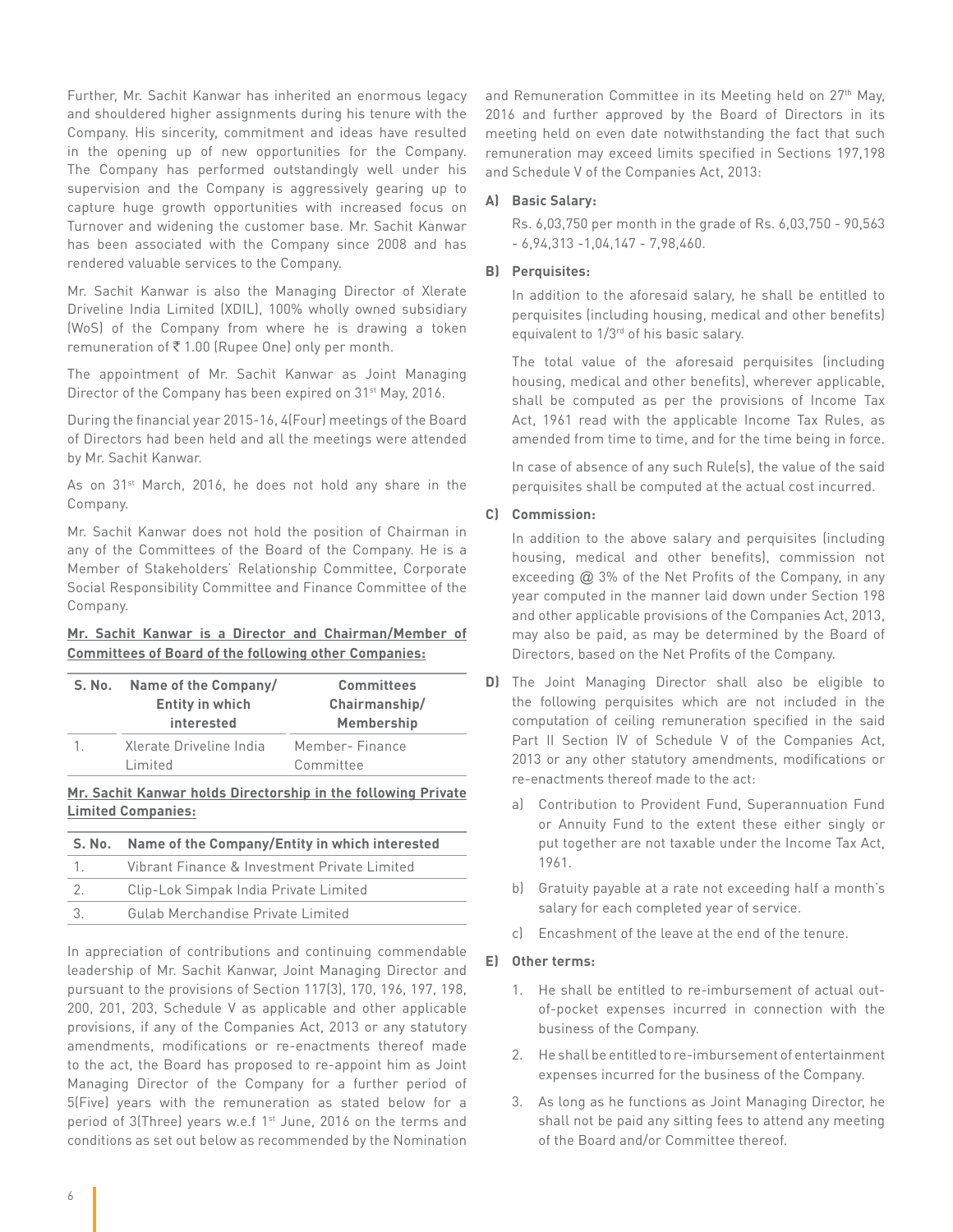Further, Mr. Sachit Kanwar has inherited an enormous legacy and shouldered higher assignments during his tenure with the Company. His sincerity, commitment and ideas have resulted in the opening up of new opportunities for the Company. The Company has performed outstandingly well under his supervision and the Company is aggressively gearing up to capture huge growth opportunities with increased focus on Turnover and widening the customer base. Mr. Sachit Kanwar has been associated with the Company since 2008 and has rendered valuable services to the Company.

Mr. Sachit Kanwar is also the Managing Director of Xlerate Driveline India Limited (XDIL), 100% wholly owned subsidiary (WoS) of the Company from where he is drawing a token remuneration of ₹ 1.00 (Rupee One) only per month.

The appointment of Mr. Sachit Kanwar as Joint Managing Director of the Company has been expired on 31st May, 2016.

During the financial year 2015-16, 4(Four) meetings of the Board of Directors had been held and all the meetings were attended by Mr. Sachit Kanwar.

As on 31st March, 2016, he does not hold any share in the Company.

Mr. Sachit Kanwar does not hold the position of Chairman in any of the Committees of the Board of the Company. He is a Member of Stakeholders' Relationship Committee, Corporate Social Responsibility Committee and Finance Committee of the Company.

**Mr. Sachit Kanwar is a Director and Chairman/Member of Committees of Board of the following other Companies:**

| S. No. | Name of the Company/ Entity in which interested | Committees Chairmanship/ Membership |
|---|---|---|
| 1. | Xlerate Driveline India Limited | Member- Finance Committee |

**Mr. Sachit Kanwar holds Directorship in the following Private Limited Companies:**

| S. No. | Name of the Company/Entity in which interested |
|---|---|
| 1. | Vibrant Finance & Investment Private Limited |
| 2. | Clip-Lok Simpak India Private Limited |
| 3. | Gulab Merchandise Private Limited |

In appreciation of contributions and continuing commendable leadership of Mr. Sachit Kanwar, Joint Managing Director and pursuant to the provisions of Section 117(3), 170, 196, 197, 198, 200, 201, 203, Schedule V as applicable and other applicable provisions, if any of the Companies Act, 2013 or any statutory amendments, modifications or re-enactments thereof made to the act, the Board has proposed to re-appoint him as Joint Managing Director of the Company for a further period of 5(Five) years with the remuneration as stated below for a period of 3(Three) years w.e.f 1st June, 2016 on the terms and conditions as set out below as recommended by the Nomination and Remuneration Committee in its Meeting held on 27th May, 2016 and further approved by the Board of Directors in its meeting held on even date notwithstanding the fact that such remuneration may exceed limits specified in Sections 197,198 and Schedule V of the Companies Act, 2013:

**A) Basic Salary:**

Rs. 6,03,750 per month in the grade of Rs. 6,03,750 - 90,563 - 6,94,313 -1,04,147 - 7,98,460.

**B) Perquisites:**

In addition to the aforesaid salary, he shall be entitled to perquisites (including housing, medical and other benefits) equivalent to 1/3rd of his basic salary.

The total value of the aforesaid perquisites (including housing, medical and other benefits), wherever applicable, shall be computed as per the provisions of Income Tax Act, 1961 read with the applicable Income Tax Rules, as amended from time to time, and for the time being in force.

In case of absence of any such Rule(s), the value of the said perquisites shall be computed at the actual cost incurred.

**C) Commission:**

In addition to the above salary and perquisites (including housing, medical and other benefits), commission not exceeding @ 3% of the Net Profits of the Company, in any year computed in the manner laid down under Section 198 and other applicable provisions of the Companies Act, 2013, may also be paid, as may be determined by the Board of Directors, based on the Net Profits of the Company.

**D)** The Joint Managing Director shall also be eligible to the following perquisites which are not included in the computation of ceiling remuneration specified in the said Part II Section IV of Schedule V of the Companies Act, 2013 or any other statutory amendments, modifications or re-enactments thereof made to the act:

a) Contribution to Provident Fund, Superannuation Fund or Annuity Fund to the extent these either singly or put together are not taxable under the Income Tax Act, 1961.

b) Gratuity payable at a rate not exceeding half a month's salary for each completed year of service.

c) Encashment of the leave at the end of the tenure.

**E) Other terms:**

1. He shall be entitled to re-imbursement of actual out-of-pocket expenses incurred in connection with the business of the Company.
2. He shall be entitled to re-imbursement of entertainment expenses incurred for the business of the Company.
3. As long as he functions as Joint Managing Director, he shall not be paid any sitting fees to attend any meeting of the Board and/or Committee thereof.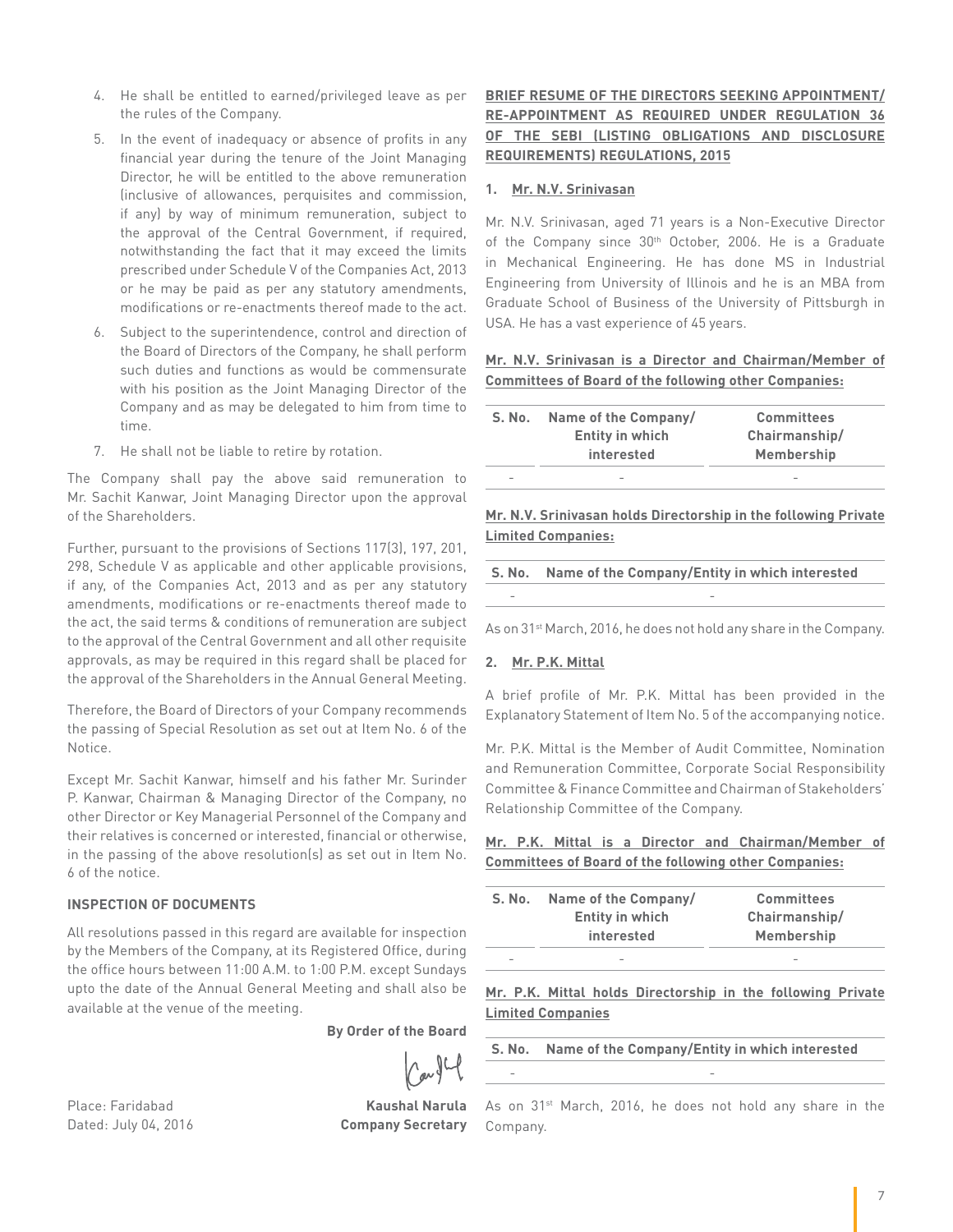4. He shall be entitled to earned/privileged leave as per the rules of the Company.
5. In the event of inadequacy or absence of profits in any financial year during the tenure of the Joint Managing Director, he will be entitled to the above remuneration (inclusive of allowances, perquisites and commission, if any) by way of minimum remuneration, subject to the approval of the Central Government, if required, notwithstanding the fact that it may exceed the limits prescribed under Schedule V of the Companies Act, 2013 or he may be paid as per any statutory amendments, modifications or re-enactments thereof made to the act.
6. Subject to the superintendence, control and direction of the Board of Directors of the Company, he shall perform such duties and functions as would be commensurate with his position as the Joint Managing Director of the Company and as may be delegated to him from time to time.
7. He shall not be liable to retire by rotation.

The Company shall pay the above said remuneration to Mr. Sachit Kanwar, Joint Managing Director upon the approval of the Shareholders.

Further, pursuant to the provisions of Sections 117(3), 197, 201, 298, Schedule V as applicable and other applicable provisions, if any, of the Companies Act, 2013 and as per any statutory amendments, modifications or re-enactments thereof made to the act, the said terms & conditions of remuneration are subject to the approval of the Central Government and all other requisite approvals, as may be required in this regard shall be placed for the approval of the Shareholders in the Annual General Meeting.

Therefore, the Board of Directors of your Company recommends the passing of Special Resolution as set out at Item No. 6 of the Notice.

Except Mr. Sachit Kanwar, himself and his father Mr. Surinder P. Kanwar, Chairman & Managing Director of the Company, no other Director or Key Managerial Personnel of the Company and their relatives is concerned or interested, financial or otherwise, in the passing of the above resolution(s) as set out in Item No. 6 of the notice.

**INSPECTION OF DOCUMENTS**

All resolutions passed in this regard are available for inspection by the Members of the Company, at its Registered Office, during the office hours between 11:00 A.M. to 1:00 P.M. except Sundays upto the date of the Annual General Meeting and shall also be available at the venue of the meeting.

**By Order of the Board**

**Kaushal Narula**
**Company Secretary**

Place: Faridabad
Dated: July 04, 2016

**BRIEF RESUME OF THE DIRECTORS SEEKING APPOINTMENT/ RE-APPOINTMENT AS REQUIRED UNDER REGULATION 36 OF THE SEBI (LISTING OBLIGATIONS AND DISCLOSURE REQUIREMENTS) REGULATIONS, 2015**

**1. Mr. N.V. Srinivasan**

Mr. N.V. Srinivasan, aged 71 years is a Non-Executive Director of the Company since 30th October, 2006. He is a Graduate in Mechanical Engineering. He has done MS in Industrial Engineering from University of Illinois and he is an MBA from Graduate School of Business of the University of Pittsburgh in USA. He has a vast experience of 45 years.

**Mr. N.V. Srinivasan is a Director and Chairman/Member of Committees of Board of the following other Companies:**

| S. No. | Name of the Company/ Entity in which interested | Committees Chairmanship/ Membership |
|---|---|---|
| - | - | - |

**Mr. N.V. Srinivasan holds Directorship in the following Private Limited Companies:**

| S. No. | Name of the Company/Entity in which interested |
|---|---|
| - | - |

As on 31st March, 2016, he does not hold any share in the Company.

**2. Mr. P.K. Mittal**

A brief profile of Mr. P.K. Mittal has been provided in the Explanatory Statement of Item No. 5 of the accompanying notice.

Mr. P.K. Mittal is the Member of Audit Committee, Nomination and Remuneration Committee, Corporate Social Responsibility Committee & Finance Committee and Chairman of Stakeholders' Relationship Committee of the Company.

**Mr. P.K. Mittal is a Director and Chairman/Member of Committees of Board of the following other Companies:**

| S. No. | Name of the Company/ Entity in which interested | Committees Chairmanship/ Membership |
|---|---|---|
| - | - | - |

**Mr. P.K. Mittal holds Directorship in the following Private Limited Companies**

| S. No. | Name of the Company/Entity in which interested |
|---|---|
| - | - |

As on 31st March, 2016, he does not hold any share in the Company.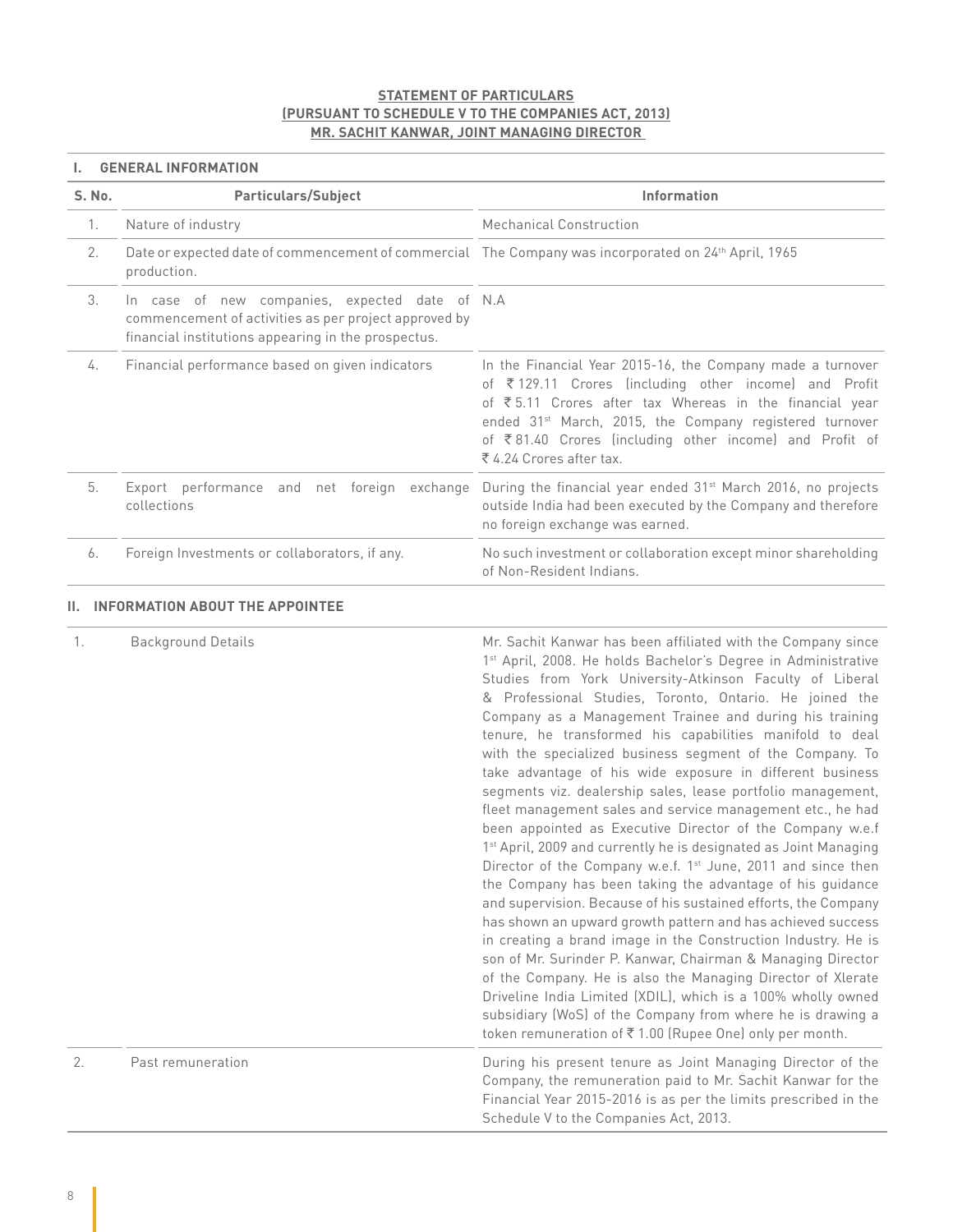**STATEMENT OF PARTICULARS**
**(PURSUANT TO SCHEDULE V TO THE COMPANIES ACT, 2013)**
**MR. SACHIT KANWAR, JOINT MANAGING DIRECTOR**

## I. GENERAL INFORMATION

| S. No. | Particulars/Subject | Information |
|---|---|---|
| 1. | Nature of industry | Mechanical Construction |
| 2. | Date or expected date of commencement of commercial production. | The Company was incorporated on 24th April, 1965 |
| 3. | In case of new companies, expected date of commencement of activities as per project approved by financial institutions appearing in the prospectus. | N.A |
| 4. | Financial performance based on given indicators | In the Financial Year 2015-16, the Company made a turnover of ₹ 129.11 Crores (including other income) and Profit of ₹ 5.11 Crores after tax Whereas in the financial year ended 31st March, 2015, the Company registered turnover of ₹ 81.40 Crores (including other income) and Profit of ₹ 4.24 Crores after tax. |
| 5. | Export performance and net foreign exchange collections | During the financial year ended 31st March 2016, no projects outside India had been executed by the Company and therefore no foreign exchange was earned. |
| 6. | Foreign Investments or collaborators, if any. | No such investment or collaboration except minor shareholding of Non-Resident Indians. |

## II. INFORMATION ABOUT THE APPOINTEE

| | | |
|---|---|---|
| 1. | Background Details | Mr. Sachit Kanwar has been affiliated with the Company since 1st April, 2008. He holds Bachelor's Degree in Administrative Studies from York University-Atkinson Faculty of Liberal & Professional Studies, Toronto, Ontario. He joined the Company as a Management Trainee and during his training tenure, he transformed his capabilities manifold to deal with the specialized business segment of the Company. To take advantage of his wide exposure in different business segments viz. dealership sales, lease portfolio management, fleet management sales and service management etc., he had been appointed as Executive Director of the Company w.e.f 1st April, 2009 and currently he is designated as Joint Managing Director of the Company w.e.f. 1st June, 2011 and since then the Company has been taking the advantage of his guidance and supervision. Because of his sustained efforts, the Company has shown an upward growth pattern and has achieved success in creating a brand image in the Construction Industry. He is son of Mr. Surinder P. Kanwar, Chairman & Managing Director of the Company. He is also the Managing Director of Xlerate Driveline India Limited (XDIL), which is a 100% wholly owned subsidiary (WoS) of the Company from where he is drawing a token remuneration of ₹ 1.00 (Rupee One) only per month. |
| 2. | Past remuneration | During his present tenure as Joint Managing Director of the Company, the remuneration paid to Mr. Sachit Kanwar for the Financial Year 2015-2016 is as per the limits prescribed in the Schedule V to the Companies Act, 2013. |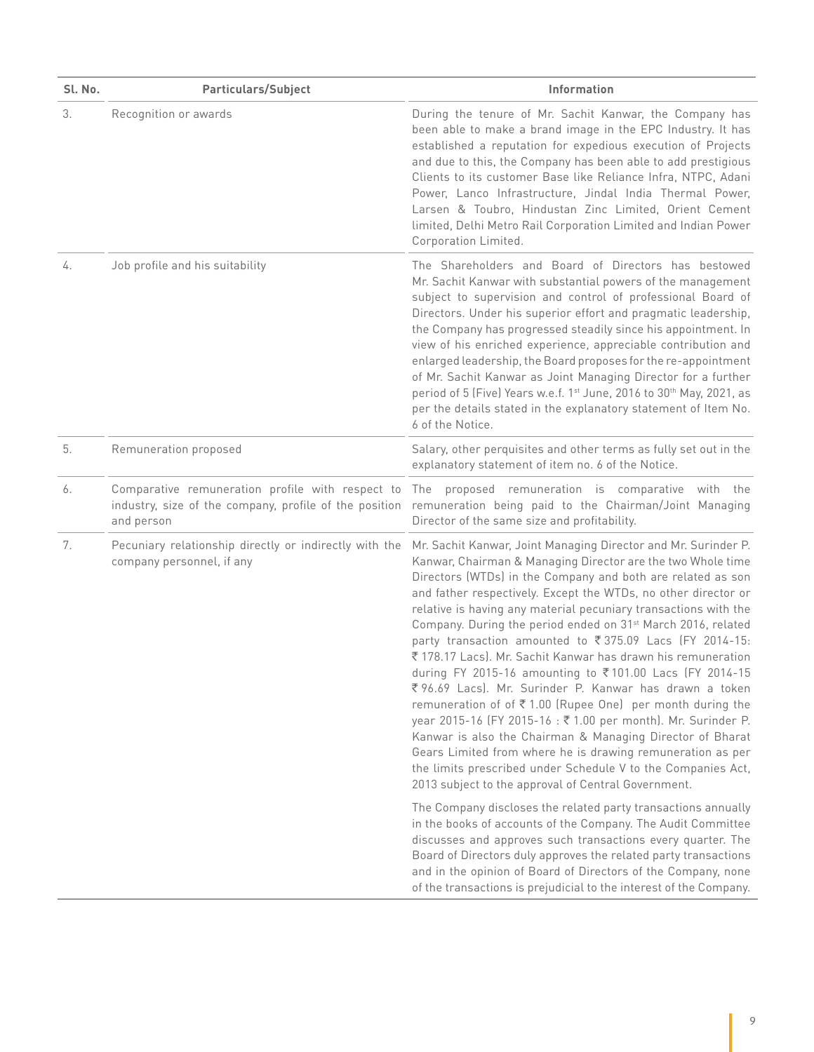| Sl. No. | Particulars/Subject | Information |
|---|---|---|
| 3. | Recognition or awards | During the tenure of Mr. Sachit Kanwar, the Company has been able to make a brand image in the EPC Industry. It has established a reputation for expedious execution of Projects and due to this, the Company has been able to add prestigious Clients to its customer Base like Reliance Infra, NTPC, Adani Power, Lanco Infrastructure, Jindal India Thermal Power, Larsen & Toubro, Hindustan Zinc Limited, Orient Cement limited, Delhi Metro Rail Corporation Limited and Indian Power Corporation Limited. |
| 4. | Job profile and his suitability | The Shareholders and Board of Directors has bestowed Mr. Sachit Kanwar with substantial powers of the management subject to supervision and control of professional Board of Directors. Under his superior effort and pragmatic leadership, the Company has progressed steadily since his appointment. In view of his enriched experience, appreciable contribution and enlarged leadership, the Board proposes for the re-appointment of Mr. Sachit Kanwar as Joint Managing Director for a further period of 5 (Five) Years w.e.f. 1st June, 2016 to 30th May, 2021, as per the details stated in the explanatory statement of Item No. 6 of the Notice. |
| 5. | Remuneration proposed | Salary, other perquisites and other terms as fully set out in the explanatory statement of item no. 6 of the Notice. |
| 6. | Comparative remuneration profile with respect to industry, size of the company, profile of the position and person | The proposed remuneration is comparative with the remuneration being paid to the Chairman/Joint Managing Director of the same size and profitability. |
| 7. | Pecuniary relationship directly or indirectly with the company personnel, if any | Mr. Sachit Kanwar, Joint Managing Director and Mr. Surinder P. Kanwar, Chairman & Managing Director are the two Whole time Directors (WTDs) in the Company and both are related as son and father respectively. Except the WTDs, no other director or relative is having any material pecuniary transactions with the Company. During the period ended on 31st March 2016, related party transaction amounted to ₹ 375.09 Lacs (FY 2014-15: ₹ 178.17 Lacs). Mr. Sachit Kanwar has drawn his remuneration during FY 2015-16 amounting to ₹ 101.00 Lacs (FY 2014-15 ₹ 96.69 Lacs). Mr. Surinder P. Kanwar has drawn a token remuneration of of ₹ 1.00 (Rupee One) per month during the year 2015-16 (FY 2015-16 : ₹ 1.00 per month). Mr. Surinder P. Kanwar is also the Chairman & Managing Director of Bharat Gears Limited from where he is drawing remuneration as per the limits prescribed under Schedule V to the Companies Act, 2013 subject to the approval of Central Government.<br><br>The Company discloses the related party transactions annually in the books of accounts of the Company. The Audit Committee discusses and approves such transactions every quarter. The Board of Directors duly approves the related party transactions and in the opinion of Board of Directors of the Company, none of the transactions is prejudicial to the interest of the Company. |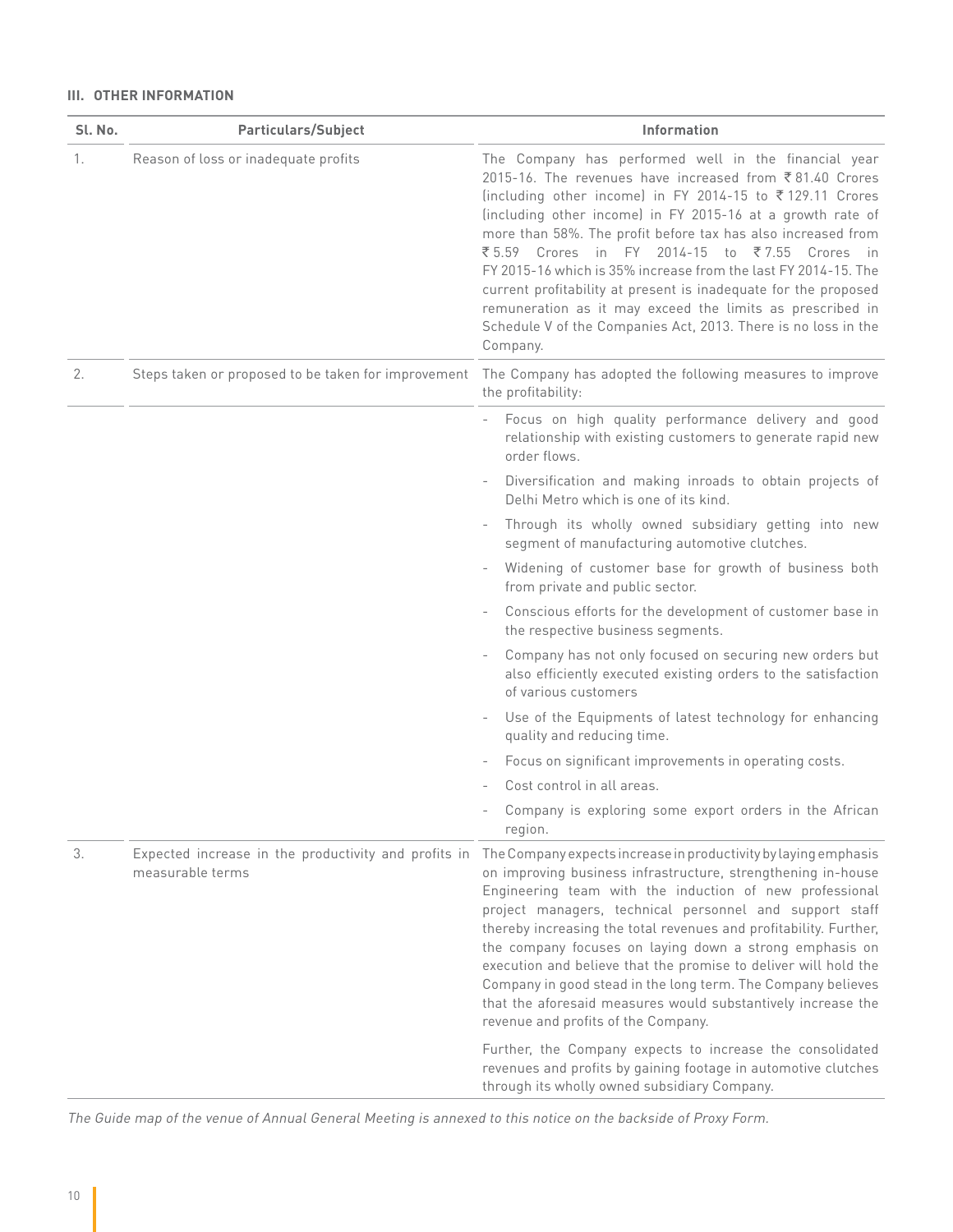### III. OTHER INFORMATION

| Sl. No. | Particulars/Subject | Information |
|---|---|---|
| 1. | Reason of loss or inadequate profits | The Company has performed well in the financial year 2015-16. The revenues have increased from ₹ 81.40 Crores (including other income) in FY 2014-15 to ₹ 129.11 Crores (including other income) in FY 2015-16 at a growth rate of more than 58%. The profit before tax has also increased from ₹ 5.59 Crores in FY 2014-15 to ₹ 7.55 Crores in FY 2015-16 which is 35% increase from the last FY 2014-15. The current profitability at present is inadequate for the proposed remuneration as it may exceed the limits as prescribed in Schedule V of the Companies Act, 2013. There is no loss in the Company. |
| 2. | Steps taken or proposed to be taken for improvement | The Company has adopted the following measures to improve the profitability: |
| | | - Focus on high quality performance delivery and good relationship with existing customers to generate rapid new order flows.<br>- Diversification and making inroads to obtain projects of Delhi Metro which is one of its kind.<br>- Through its wholly owned subsidiary getting into new segment of manufacturing automotive clutches.<br>- Widening of customer base for growth of business both from private and public sector.<br>- Conscious efforts for the development of customer base in the respective business segments.<br>- Company has not only focused on securing new orders but also efficiently executed existing orders to the satisfaction of various customers<br>- Use of the Equipments of latest technology for enhancing quality and reducing time.<br>- Focus on significant improvements in operating costs.<br>- Cost control in all areas.<br>- Company is exploring some export orders in the African region. |
| 3. | Expected increase in the productivity and profits in measurable terms | The Company expects increase in productivity by laying emphasis on improving business infrastructure, strengthening in-house Engineering team with the induction of new professional project managers, technical personnel and support staff thereby increasing the total revenues and profitability. Further, the company focuses on laying down a strong emphasis on execution and believe that the promise to deliver will hold the Company in good stead in the long term. The Company believes that the aforesaid measures would substantively increase the revenue and profits of the Company.<br><br>Further, the Company expects to increase the consolidated revenues and profits by gaining footage in automotive clutches through its wholly owned subsidiary Company. |

*The Guide map of the venue of Annual General Meeting is annexed to this notice on the backside of Proxy Form.*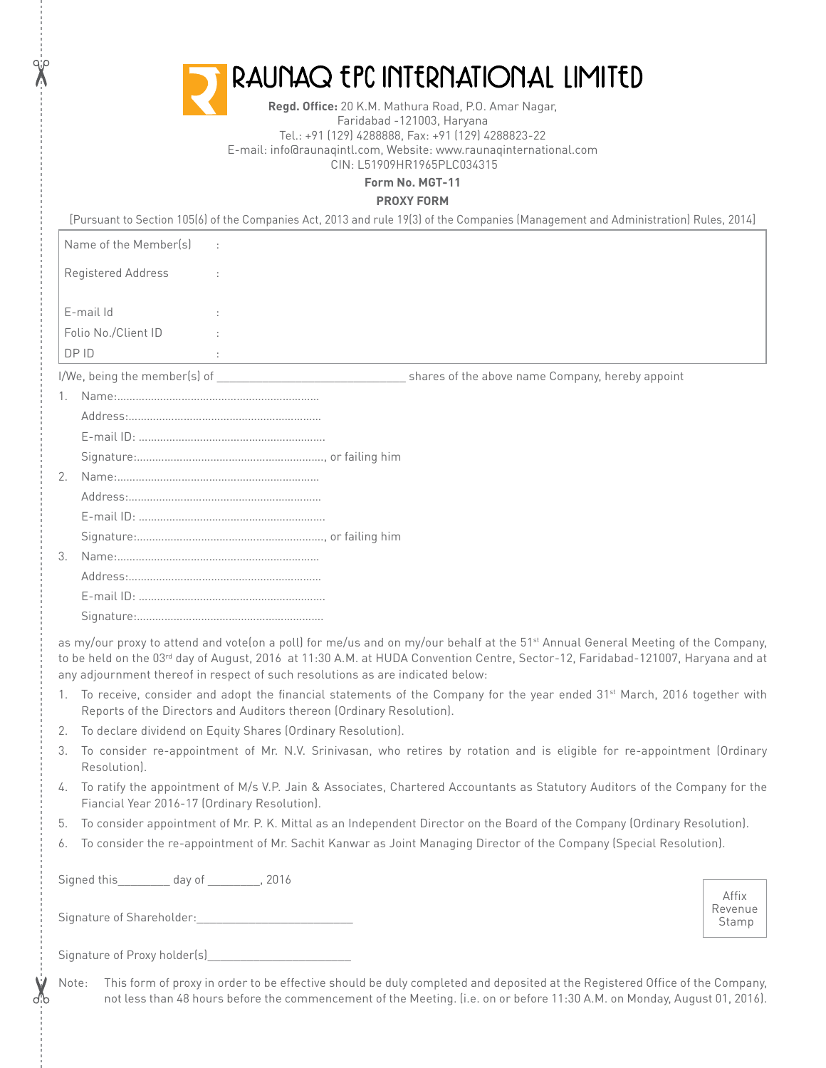# RAUNAQ EPC INTERNATIONAL LIMITED

**Regd. Office:** 20 K.M. Mathura Road, P.O. Amar Nagar,
Faridabad -121003, Haryana
Tel.: +91 (129) 4288888, Fax: +91 (129) 4288823-22
E-mail: info@raunaqintl.com, Website: www.raunaqinternational.com
CIN: L51909HR1965PLC034315

**Form No. MGT-11**

**PROXY FORM**

[Pursuant to Section 105(6) of the Companies Act, 2013 and rule 19(3) of the Companies (Management and Administration) Rules, 2014]

| | | |
|---|---|---|
| Name of the Member(s) | : | |
| Registered Address | : | |
| E-mail Id | : | |
| Folio No./Client ID | : | |
| DP ID | : | |

I/We, being the member(s) of ______________________________ shares of the above name Company, hereby appoint

1. Name:..................................................................
   Address:...............................................................
   E-mail ID: .............................................................
   Signature:............................................................., or failing him
2. Name:..................................................................
   Address:...............................................................
   E-mail ID: .............................................................
   Signature:............................................................., or failing him
3. Name:..................................................................
   Address:...............................................................
   E-mail ID: .............................................................
   Signature:.............................................................

as my/our proxy to attend and vote(on a poll) for me/us and on my/our behalf at the 51st Annual General Meeting of the Company, to be held on the 03rd day of August, 2016 at 11:30 A.M. at HUDA Convention Centre, Sector-12, Faridabad-121007, Haryana and at any adjournment thereof in respect of such resolutions as are indicated below:

1. To receive, consider and adopt the financial statements of the Company for the year ended 31st March, 2016 together with Reports of the Directors and Auditors thereon (Ordinary Resolution).
2. To declare dividend on Equity Shares (Ordinary Resolution).
3. To consider re-appointment of Mr. N.V. Srinivasan, who retires by rotation and is eligible for re-appointment (Ordinary Resolution).
4. To ratify the appointment of M/s V.P. Jain & Associates, Chartered Accountants as Statutory Auditors of the Company for the Fiancial Year 2016-17 (Ordinary Resolution).
5. To consider appointment of Mr. P. K. Mittal as an Independent Director on the Board of the Company (Ordinary Resolution).
6. To consider the re-appointment of Mr. Sachit Kanwar as Joint Managing Director of the Company (Special Resolution).

Signed this________ day of ________, 2016

Signature of Shareholder:________________________

Affix Revenue Stamp

Signature of Proxy holder(s)______________________

Note: This form of proxy in order to be effective should be duly completed and deposited at the Registered Office of the Company, not less than 48 hours before the commencement of the Meeting. (i.e. on or before 11:30 A.M. on Monday, August 01, 2016).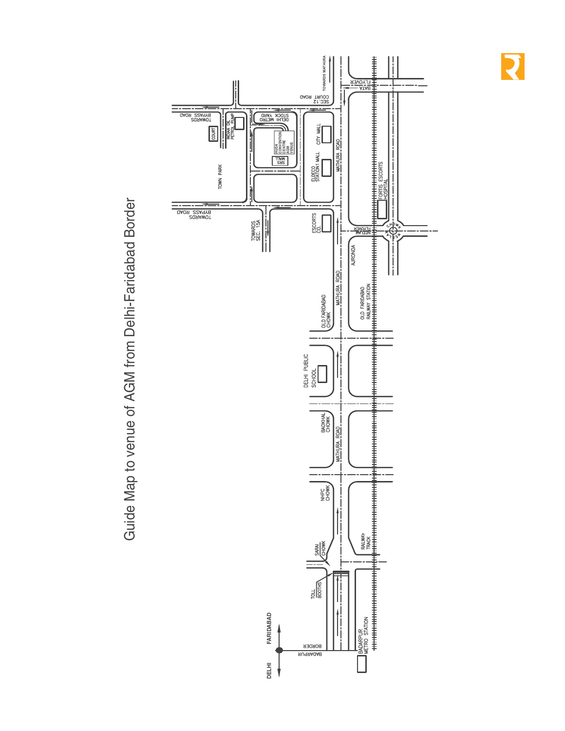# Guide Map to venue of AGM from Delhi-Faridabad Border

DELHI
FARIDABAD
BADARPUR BORDER
BADARPUR METRO STATION
TOLL BOOTHS
SARAI CHOWK
RAILWAY TRACK
NHPC CHOWK
MATHURA ROAD
BADKHAL CHOWK
DELHI PUBLIC SCHOOL
OLD FARIDABAD CHOWK
OLD FARIDABAD RAILWAY STATION
MATHURA ROAD
AJRONDA
ESCORTS CO.
NEELAM FLYOVER
NEELAM CHOWK
FORTIS ESCORTS HOSPITAL
TOWARDS SEC. 15A
TOWARDS BYPASS ROAD
TOWN PARK
ELDECO STATION1 MALL
MATHURA ROAD
SRS MALL
HUDA CONVENTION CENTRE AGM VENUE
CITY MALL
COURT
INDIAN OIL PETROL PUMP
DELHI METRO STOCK YARD
TOWARDS BYPASS ROAD
SEC.12 COURT ROAD
BATA FLYOVER
TOWARDS MATHURA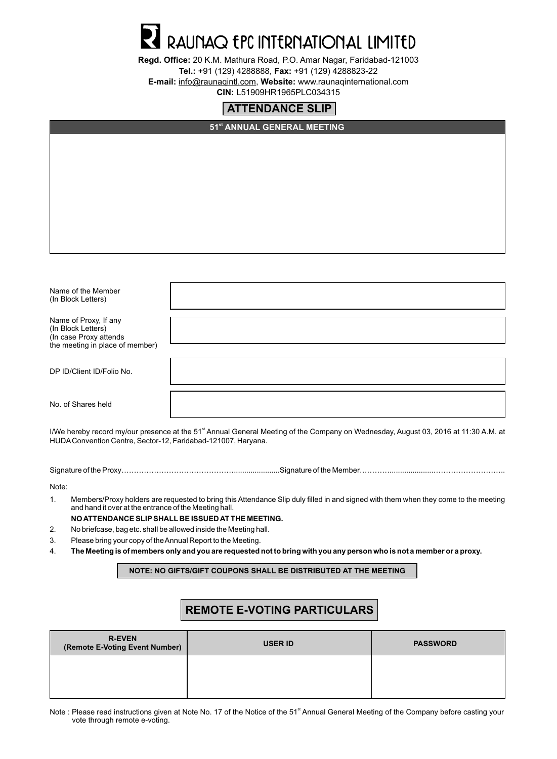# RAUNAQ EPC INTERNATIONAL LIMITED

**Regd. Office:** 20 K.M. Mathura Road, P.O. Amar Nagar, Faridabad-121003
**Tel.:** +91 (129) 4288888, **Fax:** +91 (129) 4288823-22
**E-mail:** info@raunaqintl.com, **Website:** www.raunaqinternational.com
**CIN:** L51909HR1965PLC034315

## ATTENDANCE SLIP

**51st ANNUAL GENERAL MEETING**

| | |
|---|---|
| Name of the Member (In Block Letters) | |
| Name of Proxy, If any (In Block Letters) (In case Proxy attends the meeting in place of member) | |
| DP ID/Client ID/Folio No. | |
| No. of Shares held | |

I/We hereby record my/our presence at the 51st Annual General Meeting of the Company on Wednesday, August 03, 2016 at 11:30 A.M. at HUDA Convention Centre, Sector-12, Faridabad-121007, Haryana.

Signature of the Proxy…………………………………………......................Signature of the Member…………....................………………………..

Note:

1. Members/Proxy holders are requested to bring this Attendance Slip duly filled in and signed with them when they come to the meeting and hand it over at the entrance of the Meeting hall.
   **NO ATTENDANCE SLIP SHALL BE ISSUED AT THE MEETING.**
2. No briefcase, bag etc. shall be allowed inside the Meeting hall.
3. Please bring your copy of the Annual Report to the Meeting.
4. **The Meeting is of members only and you are requested not to bring with you any person who is not a member or a proxy.**

**NOTE: NO GIFTS/GIFT COUPONS SHALL BE DISTRIBUTED AT THE MEETING**

## REMOTE E-VOTING PARTICULARS

| R-EVEN (Remote E-Voting Event Number) | USER ID | PASSWORD |
|---|---|---|
| | | |

Note : Please read instructions given at Note No. 17 of the Notice of the 51st Annual General Meeting of the Company before casting your vote through remote e-voting.